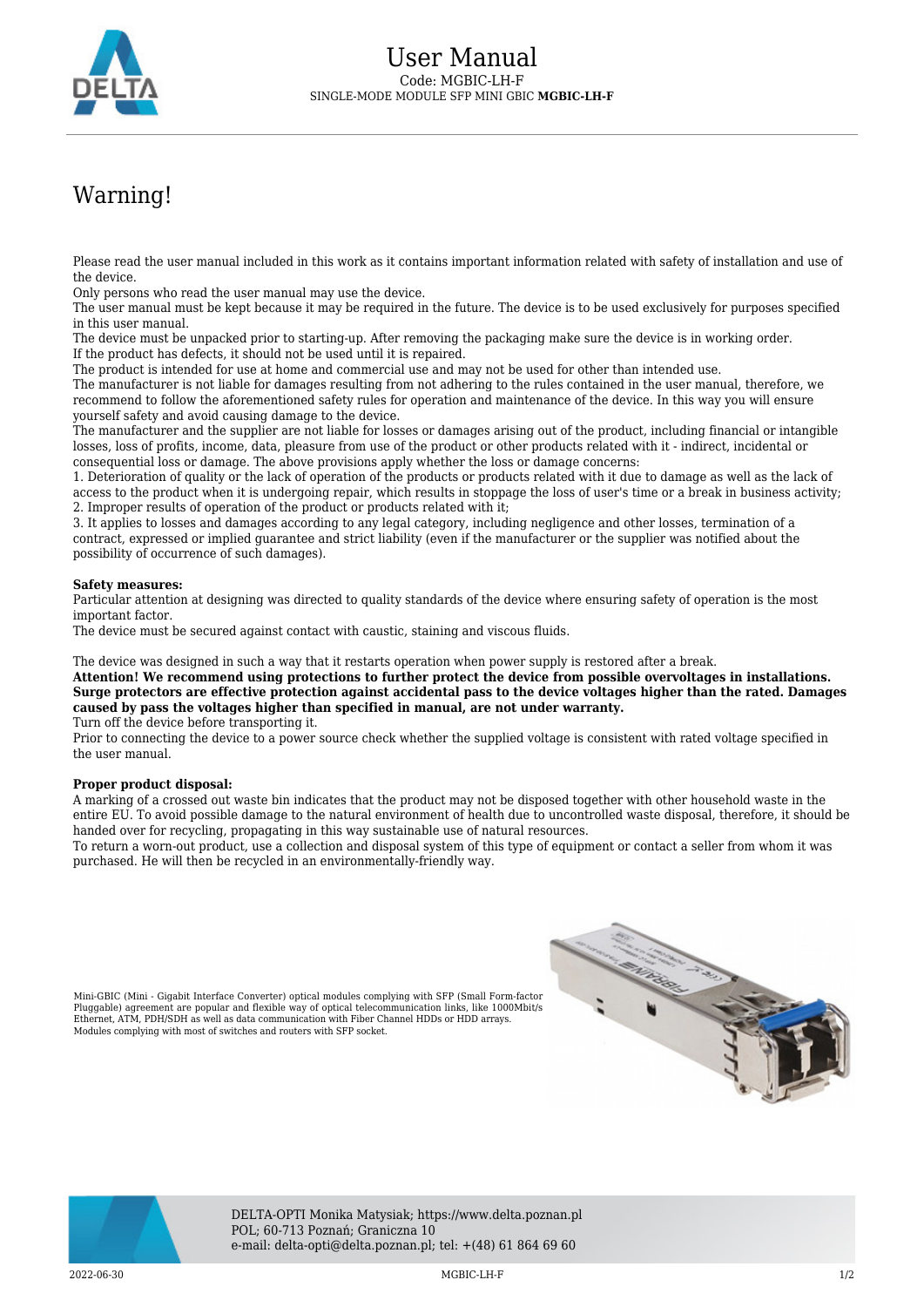# User Manual

Code: MGBIC-LH-F

SINGLE-MODE MODULE SFP MINI GBIC **MGBIC-LH-F**

## Warning!

Please read the user manual included in this work as it contains important information related with safety of installation and use of the device.
Only persons who read the user manual may use the device.
The user manual must be kept because it may be required in the future. The device is to be used exclusively for purposes specified in this user manual.
The device must be unpacked prior to starting-up. After removing the packaging make sure the device is in working order.
If the product has defects, it should not be used until it is repaired.
The product is intended for use at home and commercial use and may not be used for other than intended use.
The manufacturer is not liable for damages resulting from not adhering to the rules contained in the user manual, therefore, we recommend to follow the aforementioned safety rules for operation and maintenance of the device. In this way you will ensure yourself safety and avoid causing damage to the device.
The manufacturer and the supplier are not liable for losses or damages arising out of the product, including financial or intangible losses, loss of profits, income, data, pleasure from use of the product or other products related with it - indirect, incidental or consequential loss or damage. The above provisions apply whether the loss or damage concerns:
1. Deterioration of quality or the lack of operation of the products or products related with it due to damage as well as the lack of access to the product when it is undergoing repair, which results in stoppage the loss of user's time or a break in business activity;
2. Improper results of operation of the product or products related with it;
3. It applies to losses and damages according to any legal category, including negligence and other losses, termination of a contract, expressed or implied guarantee and strict liability (even if the manufacturer or the supplier was notified about the possibility of occurrence of such damages).

**Safety measures:**
Particular attention at designing was directed to quality standards of the device where ensuring safety of operation is the most important factor.
The device must be secured against contact with caustic, staining and viscous fluids.

The device was designed in such a way that it restarts operation when power supply is restored after a break.
**Attention! We recommend using protections to further protect the device from possible overvoltages in installations. Surge protectors are effective protection against accidental pass to the device voltages higher than the rated. Damages caused by pass the voltages higher than specified in manual, are not under warranty.**
Turn off the device before transporting it.
Prior to connecting the device to a power source check whether the supplied voltage is consistent with rated voltage specified in the user manual.

**Proper product disposal:**
A marking of a crossed out waste bin indicates that the product may not be disposed together with other household waste in the entire EU. To avoid possible damage to the natural environment of health due to uncontrolled waste disposal, therefore, it should be handed over for recycling, propagating in this way sustainable use of natural resources.
To return a worn-out product, use a collection and disposal system of this type of equipment or contact a seller from whom it was purchased. He will then be recycled in an environmentally-friendly way.

Mini-GBIC (Mini - Gigabit Interface Converter) optical modules complying with SFP (Small Form-factor Pluggable) agreement are popular and flexible way of optical telecommunication links, like 1000Mbit/s Ethernet, ATM, PDH/SDH as well as data communication with Fiber Channel HDDs or HDD arrays. Modules complying with most of switches and routers with SFP socket.

DELTA-OPTI Monika Matysiak; https://www.delta.poznan.pl
POL; 60-713 Poznań; Graniczna 10
e-mail: delta-opti@delta.poznan.pl; tel: +(48) 61 864 69 60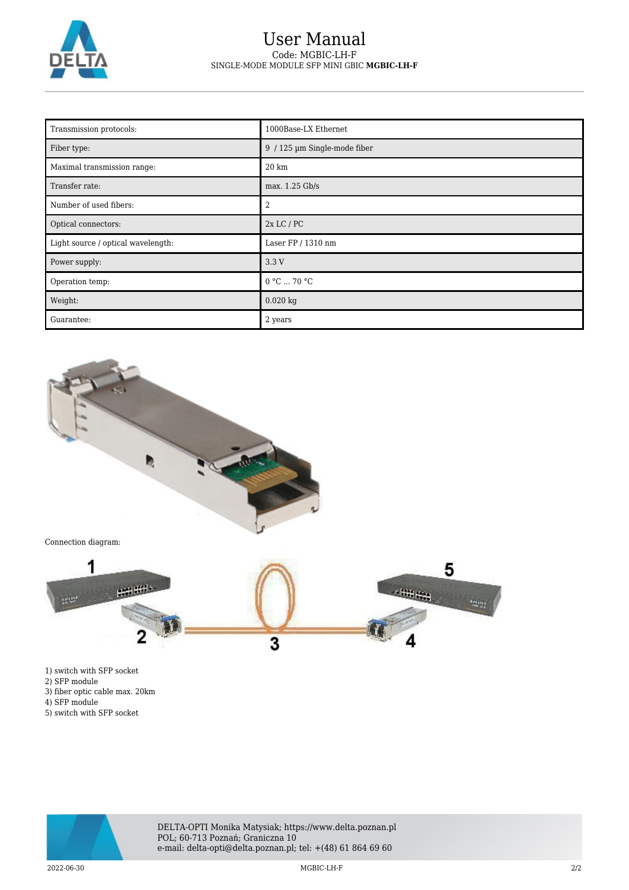# User Manual

Code: MGBIC-LH-F

SINGLE-MODE MODULE SFP MINI GBIC **MGBIC-LH-F**

| | |
|---|---|
| Transmission protocols: | 1000Base-LX Ethernet |
| Fiber type: | 9 / 125 µm Single-mode fiber |
| Maximal transmission range: | 20 km |
| Transfer rate: | max. 1.25 Gb/s |
| Number of used fibers: | 2 |
| Optical connectors: | 2x LC / PC |
| Light source / optical wavelength: | Laser FP / 1310 nm |
| Power supply: | 3.3 V |
| Operation temp: | 0 °C ... 70 °C |
| Weight: | 0.020 kg |
| Guarantee: | 2 years |

Connection diagram:

1) switch with SFP socket
2) SFP module
3) fiber optic cable max. 20km
4) SFP module
5) switch with SFP socket

DELTA-OPTI Monika Matysiak; https://www.delta.poznan.pl
POL; 60-713 Poznań; Graniczna 10
e-mail: delta-opti@delta.poznan.pl; tel: +(48) 61 864 69 60